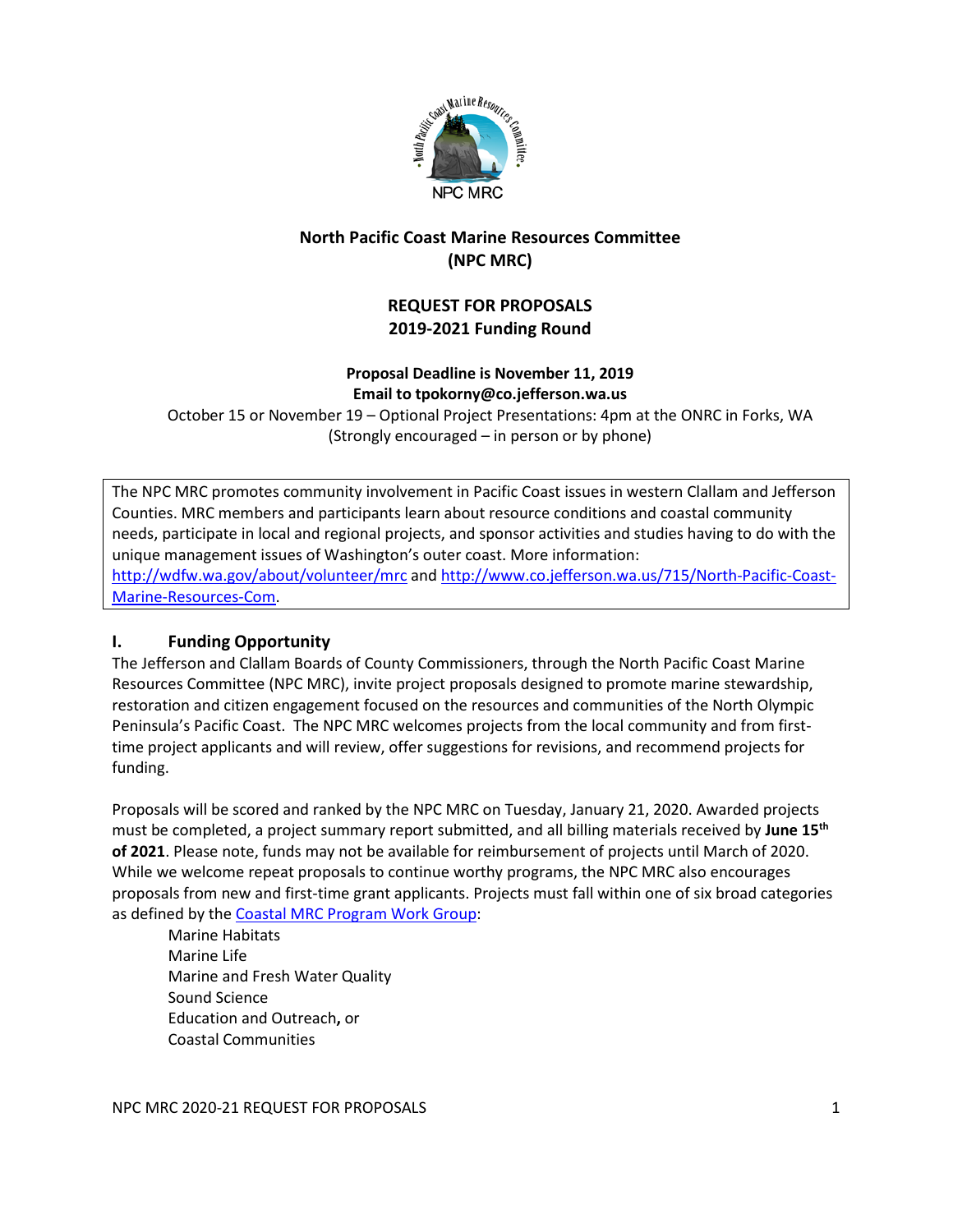NPC MRC

# North Pacific Coast Marine Resources Committee (NPC MRC)

## REQUEST FOR PROPOSALS 2019-2021 Funding Round

**Proposal Deadline is November 11, 2019**
**Email to tpokorny@co.jefferson.wa.us**

October 15 or November 19 – Optional Project Presentations: 4pm at the ONRC in Forks, WA (Strongly encouraged – in person or by phone)

The NPC MRC promotes community involvement in Pacific Coast issues in western Clallam and Jefferson Counties. MRC members and participants learn about resource conditions and coastal community needs, participate in local and regional projects, and sponsor activities and studies having to do with the unique management issues of Washington's outer coast. More information: http://wdfw.wa.gov/about/volunteer/mrc and http://www.co.jefferson.wa.us/715/North-Pacific-Coast-Marine-Resources-Com.

## I. Funding Opportunity

The Jefferson and Clallam Boards of County Commissioners, through the North Pacific Coast Marine Resources Committee (NPC MRC), invite project proposals designed to promote marine stewardship, restoration and citizen engagement focused on the resources and communities of the North Olympic Peninsula's Pacific Coast. The NPC MRC welcomes projects from the local community and from first-time project applicants and will review, offer suggestions for revisions, and recommend projects for funding.

Proposals will be scored and ranked by the NPC MRC on Tuesday, January 21, 2020. Awarded projects must be completed, a project summary report submitted, and all billing materials received by **June 15th of 2021**. Please note, funds may not be available for reimbursement of projects until March of 2020. While we welcome repeat proposals to continue worthy programs, the NPC MRC also encourages proposals from new and first-time grant applicants. Projects must fall within one of six broad categories as defined by the Coastal MRC Program Work Group:

- Marine Habitats
- Marine Life
- Marine and Fresh Water Quality
- Sound Science
- Education and Outreach, or
- Coastal Communities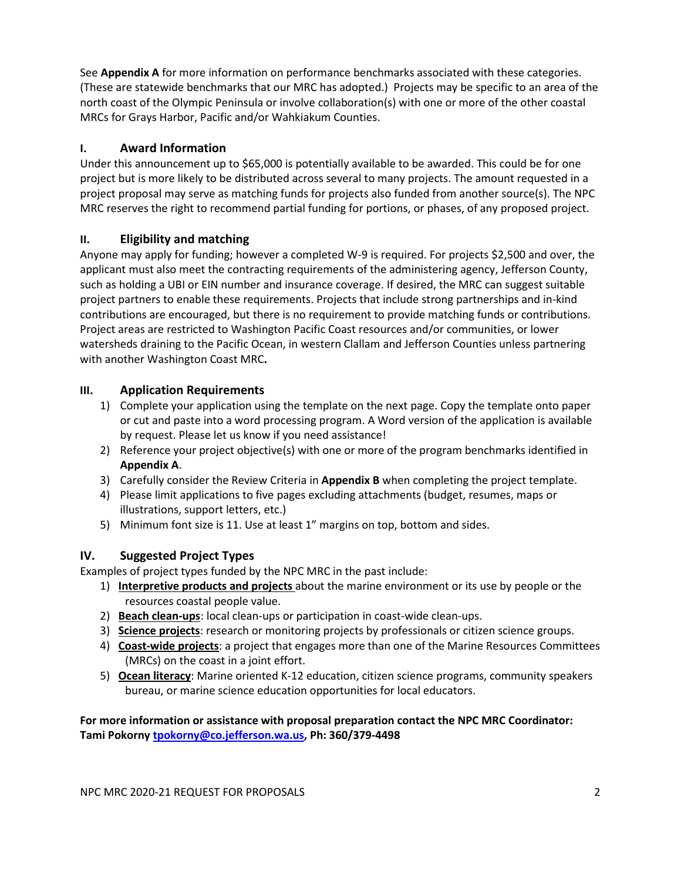See **Appendix A** for more information on performance benchmarks associated with these categories. (These are statewide benchmarks that our MRC has adopted.) Projects may be specific to an area of the north coast of the Olympic Peninsula or involve collaboration(s) with one or more of the other coastal MRCs for Grays Harbor, Pacific and/or Wahkiakum Counties.

## I. Award Information

Under this announcement up to $65,000 is potentially available to be awarded. This could be for one project but is more likely to be distributed across several to many projects. The amount requested in a project proposal may serve as matching funds for projects also funded from another source(s). The NPC MRC reserves the right to recommend partial funding for portions, or phases, of any proposed project.

## II. Eligibility and matching

Anyone may apply for funding; however a completed W-9 is required. For projects $2,500 and over, the applicant must also meet the contracting requirements of the administering agency, Jefferson County, such as holding a UBI or EIN number and insurance coverage. If desired, the MRC can suggest suitable project partners to enable these requirements. Projects that include strong partnerships and in-kind contributions are encouraged, but there is no requirement to provide matching funds or contributions. Project areas are restricted to Washington Pacific Coast resources and/or communities, or lower watersheds draining to the Pacific Ocean, in western Clallam and Jefferson Counties unless partnering with another Washington Coast MRC**.**

## III. Application Requirements

1) Complete your application using the template on the next page. Copy the template onto paper or cut and paste into a word processing program. A Word version of the application is available by request. Please let us know if you need assistance!
2) Reference your project objective(s) with one or more of the program benchmarks identified in **Appendix A**.
3) Carefully consider the Review Criteria in **Appendix B** when completing the project template.
4) Please limit applications to five pages excluding attachments (budget, resumes, maps or illustrations, support letters, etc.)
5) Minimum font size is 11. Use at least 1" margins on top, bottom and sides.

## IV. Suggested Project Types

Examples of project types funded by the NPC MRC in the past include:

1) **Interpretive products and projects** about the marine environment or its use by people or the resources coastal people value.
2) **Beach clean-ups**: local clean-ups or participation in coast-wide clean-ups.
3) **Science projects**: research or monitoring projects by professionals or citizen science groups.
4) **Coast-wide projects**: a project that engages more than one of the Marine Resources Committees (MRCs) on the coast in a joint effort.
5) **Ocean literacy**: Marine oriented K-12 education, citizen science programs, community speakers bureau, or marine science education opportunities for local educators.

**For more information or assistance with proposal preparation contact the NPC MRC Coordinator: Tami Pokorny [tpokorny@co.jefferson.wa.us](mailto:tpokorny@co.jefferson.wa.us), Ph: 360/379-4498**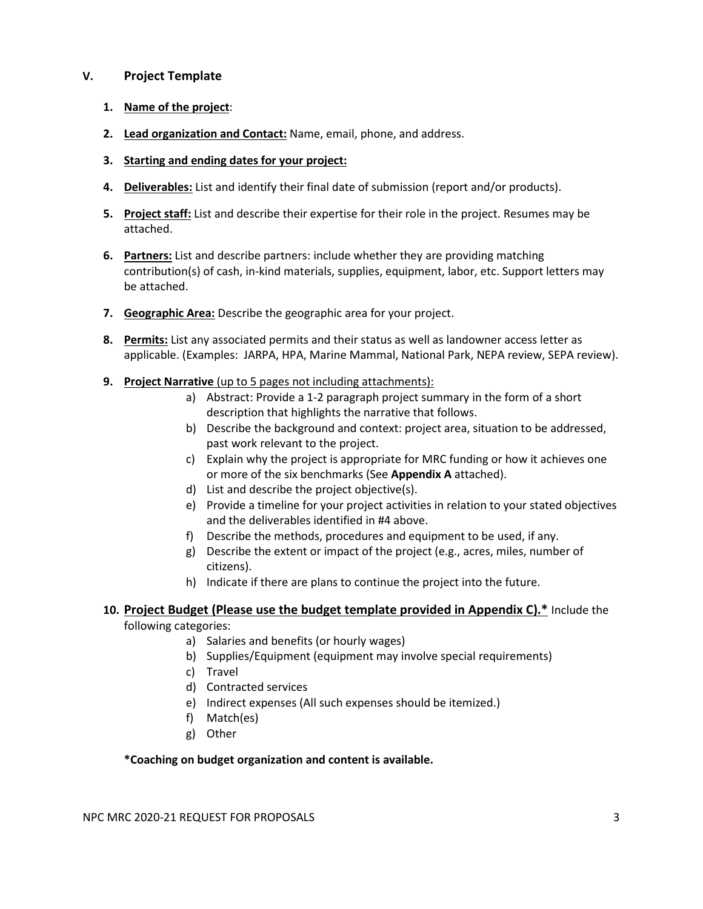## V. Project Template

1. **Name of the project**:

2. **Lead organization and Contact:** Name, email, phone, and address.

3. **Starting and ending dates for your project:**

4. **Deliverables:** List and identify their final date of submission (report and/or products).

5. **Project staff:** List and describe their expertise for their role in the project. Resumes may be attached.

6. **Partners:** List and describe partners: include whether they are providing matching contribution(s) of cash, in-kind materials, supplies, equipment, labor, etc. Support letters may be attached.

7. **Geographic Area:** Describe the geographic area for your project.

8. **Permits:** List any associated permits and their status as well as landowner access letter as applicable. (Examples: JARPA, HPA, Marine Mammal, National Park, NEPA review, SEPA review).

9. **Project Narrative** (up to 5 pages not including attachments):
   a) Abstract: Provide a 1-2 paragraph project summary in the form of a short description that highlights the narrative that follows.
   b) Describe the background and context: project area, situation to be addressed, past work relevant to the project.
   c) Explain why the project is appropriate for MRC funding or how it achieves one or more of the six benchmarks (See **Appendix A** attached).
   d) List and describe the project objective(s).
   e) Provide a timeline for your project activities in relation to your stated objectives and the deliverables identified in #4 above.
   f) Describe the methods, procedures and equipment to be used, if any.
   g) Describe the extent or impact of the project (e.g., acres, miles, number of citizens).
   h) Indicate if there are plans to continue the project into the future.

10. **Project Budget (Please use the budget template provided in Appendix C).*** Include the following categories:
    a) Salaries and benefits (or hourly wages)
    b) Supplies/Equipment (equipment may involve special requirements)
    c) Travel
    d) Contracted services
    e) Indirect expenses (All such expenses should be itemized.)
    f) Match(es)
    g) Other

**\*Coaching on budget organization and content is available.**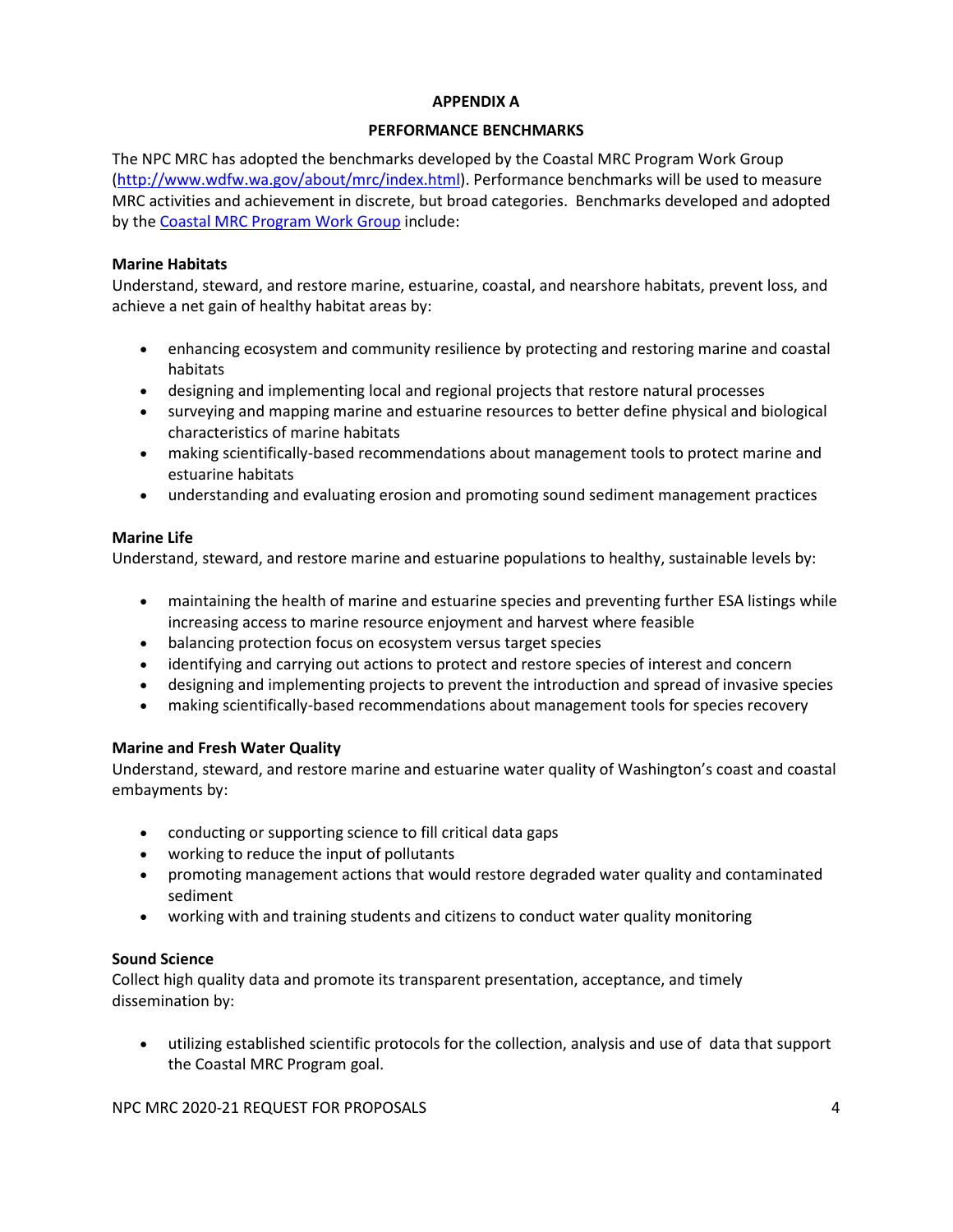**APPENDIX A**

**PERFORMANCE BENCHMARKS**

The NPC MRC has adopted the benchmarks developed by the Coastal MRC Program Work Group ([http://www.wdfw.wa.gov/about/mrc/index.html](http://www.wdfw.wa.gov/about/mrc/index.html)). Performance benchmarks will be used to measure MRC activities and achievement in discrete, but broad categories. Benchmarks developed and adopted by the Coastal MRC Program Work Group include:

**Marine Habitats**

Understand, steward, and restore marine, estuarine, coastal, and nearshore habitats, prevent loss, and achieve a net gain of healthy habitat areas by:

- enhancing ecosystem and community resilience by protecting and restoring marine and coastal habitats
- designing and implementing local and regional projects that restore natural processes
- surveying and mapping marine and estuarine resources to better define physical and biological characteristics of marine habitats
- making scientifically-based recommendations about management tools to protect marine and estuarine habitats
- understanding and evaluating erosion and promoting sound sediment management practices

**Marine Life**

Understand, steward, and restore marine and estuarine populations to healthy, sustainable levels by:

- maintaining the health of marine and estuarine species and preventing further ESA listings while increasing access to marine resource enjoyment and harvest where feasible
- balancing protection focus on ecosystem versus target species
- identifying and carrying out actions to protect and restore species of interest and concern
- designing and implementing projects to prevent the introduction and spread of invasive species
- making scientifically-based recommendations about management tools for species recovery

**Marine and Fresh Water Quality**

Understand, steward, and restore marine and estuarine water quality of Washington's coast and coastal embayments by:

- conducting or supporting science to fill critical data gaps
- working to reduce the input of pollutants
- promoting management actions that would restore degraded water quality and contaminated sediment
- working with and training students and citizens to conduct water quality monitoring

**Sound Science**

Collect high quality data and promote its transparent presentation, acceptance, and timely dissemination by:

- utilizing established scientific protocols for the collection, analysis and use of data that support the Coastal MRC Program goal.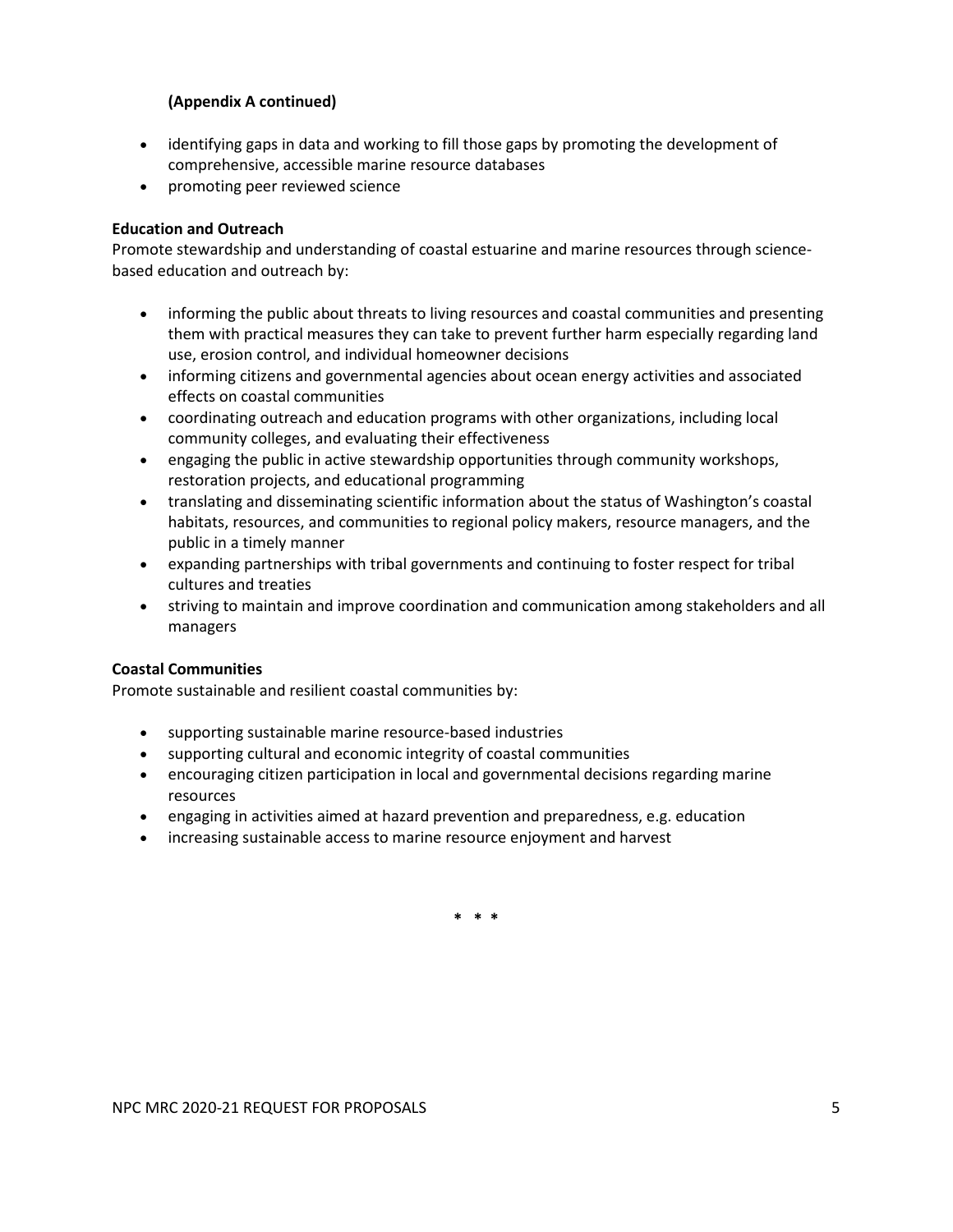**(Appendix A continued)**

- identifying gaps in data and working to fill those gaps by promoting the development of comprehensive, accessible marine resource databases
- promoting peer reviewed science

**Education and Outreach**

Promote stewardship and understanding of coastal estuarine and marine resources through science-based education and outreach by:

- informing the public about threats to living resources and coastal communities and presenting them with practical measures they can take to prevent further harm especially regarding land use, erosion control, and individual homeowner decisions
- informing citizens and governmental agencies about ocean energy activities and associated effects on coastal communities
- coordinating outreach and education programs with other organizations, including local community colleges, and evaluating their effectiveness
- engaging the public in active stewardship opportunities through community workshops, restoration projects, and educational programming
- translating and disseminating scientific information about the status of Washington's coastal habitats, resources, and communities to regional policy makers, resource managers, and the public in a timely manner
- expanding partnerships with tribal governments and continuing to foster respect for tribal cultures and treaties
- striving to maintain and improve coordination and communication among stakeholders and all managers

**Coastal Communities**

Promote sustainable and resilient coastal communities by:

- supporting sustainable marine resource-based industries
- supporting cultural and economic integrity of coastal communities
- encouraging citizen participation in local and governmental decisions regarding marine resources
- engaging in activities aimed at hazard prevention and preparedness, e.g. education
- increasing sustainable access to marine resource enjoyment and harvest

\* \* \*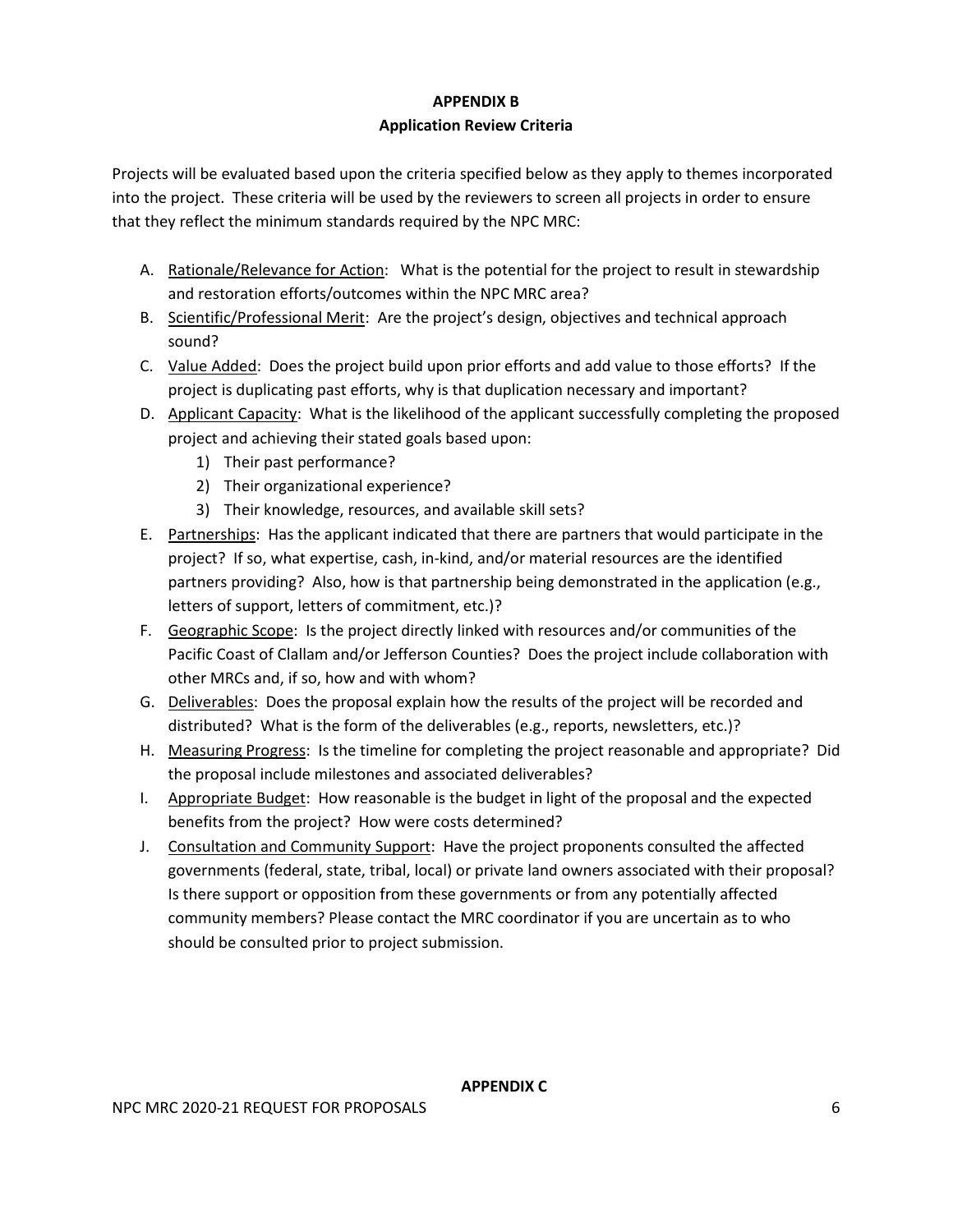## APPENDIX B
### Application Review Criteria

Projects will be evaluated based upon the criteria specified below as they apply to themes incorporated into the project. These criteria will be used by the reviewers to screen all projects in order to ensure that they reflect the minimum standards required by the NPC MRC:

A. Rationale/Relevance for Action: What is the potential for the project to result in stewardship and restoration efforts/outcomes within the NPC MRC area?
B. Scientific/Professional Merit: Are the project's design, objectives and technical approach sound?
C. Value Added: Does the project build upon prior efforts and add value to those efforts? If the project is duplicating past efforts, why is that duplication necessary and important?
D. Applicant Capacity: What is the likelihood of the applicant successfully completing the proposed project and achieving their stated goals based upon:
   1) Their past performance?
   2) Their organizational experience?
   3) Their knowledge, resources, and available skill sets?
E. Partnerships: Has the applicant indicated that there are partners that would participate in the project? If so, what expertise, cash, in-kind, and/or material resources are the identified partners providing? Also, how is that partnership being demonstrated in the application (e.g., letters of support, letters of commitment, etc.)?
F. Geographic Scope: Is the project directly linked with resources and/or communities of the Pacific Coast of Clallam and/or Jefferson Counties? Does the project include collaboration with other MRCs and, if so, how and with whom?
G. Deliverables: Does the proposal explain how the results of the project will be recorded and distributed? What is the form of the deliverables (e.g., reports, newsletters, etc.)?
H. Measuring Progress: Is the timeline for completing the project reasonable and appropriate? Did the proposal include milestones and associated deliverables?
I. Appropriate Budget: How reasonable is the budget in light of the proposal and the expected benefits from the project? How were costs determined?
J. Consultation and Community Support: Have the project proponents consulted the affected governments (federal, state, tribal, local) or private land owners associated with their proposal? Is there support or opposition from these governments or from any potentially affected community members? Please contact the MRC coordinator if you are uncertain as to who should be consulted prior to project submission.

## APPENDIX C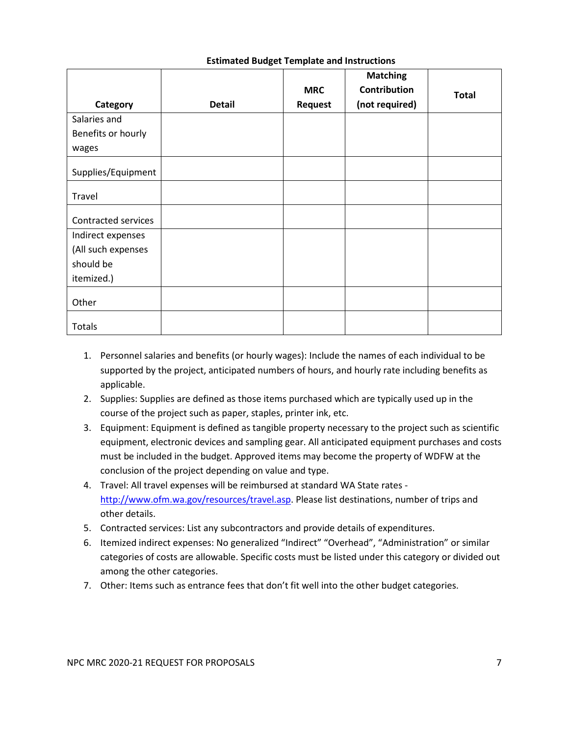**Estimated Budget Template and Instructions**

| Category | Detail | MRC Request | Matching Contribution (not required) | Total |
| --- | --- | --- | --- | --- |
| Salaries and Benefits or hourly wages | | | | |
| Supplies/Equipment | | | | |
| Travel | | | | |
| Contracted services | | | | |
| Indirect expenses (All such expenses should be itemized.) | | | | |
| Other | | | | |
| Totals | | | | |

1. Personnel salaries and benefits (or hourly wages): Include the names of each individual to be supported by the project, anticipated numbers of hours, and hourly rate including benefits as applicable.
2. Supplies: Supplies are defined as those items purchased which are typically used up in the course of the project such as paper, staples, printer ink, etc.
3. Equipment: Equipment is defined as tangible property necessary to the project such as scientific equipment, electronic devices and sampling gear. All anticipated equipment purchases and costs must be included in the budget. Approved items may become the property of WDFW at the conclusion of the project depending on value and type.
4. Travel: All travel expenses will be reimbursed at standard WA State rates - [http://www.ofm.wa.gov/resources/travel.asp](http://www.ofm.wa.gov/resources/travel.asp). Please list destinations, number of trips and other details.
5. Contracted services: List any subcontractors and provide details of expenditures.
6. Itemized indirect expenses: No generalized "Indirect" "Overhead", "Administration" or similar categories of costs are allowable. Specific costs must be listed under this category or divided out among the other categories.
7. Other: Items such as entrance fees that don't fit well into the other budget categories.